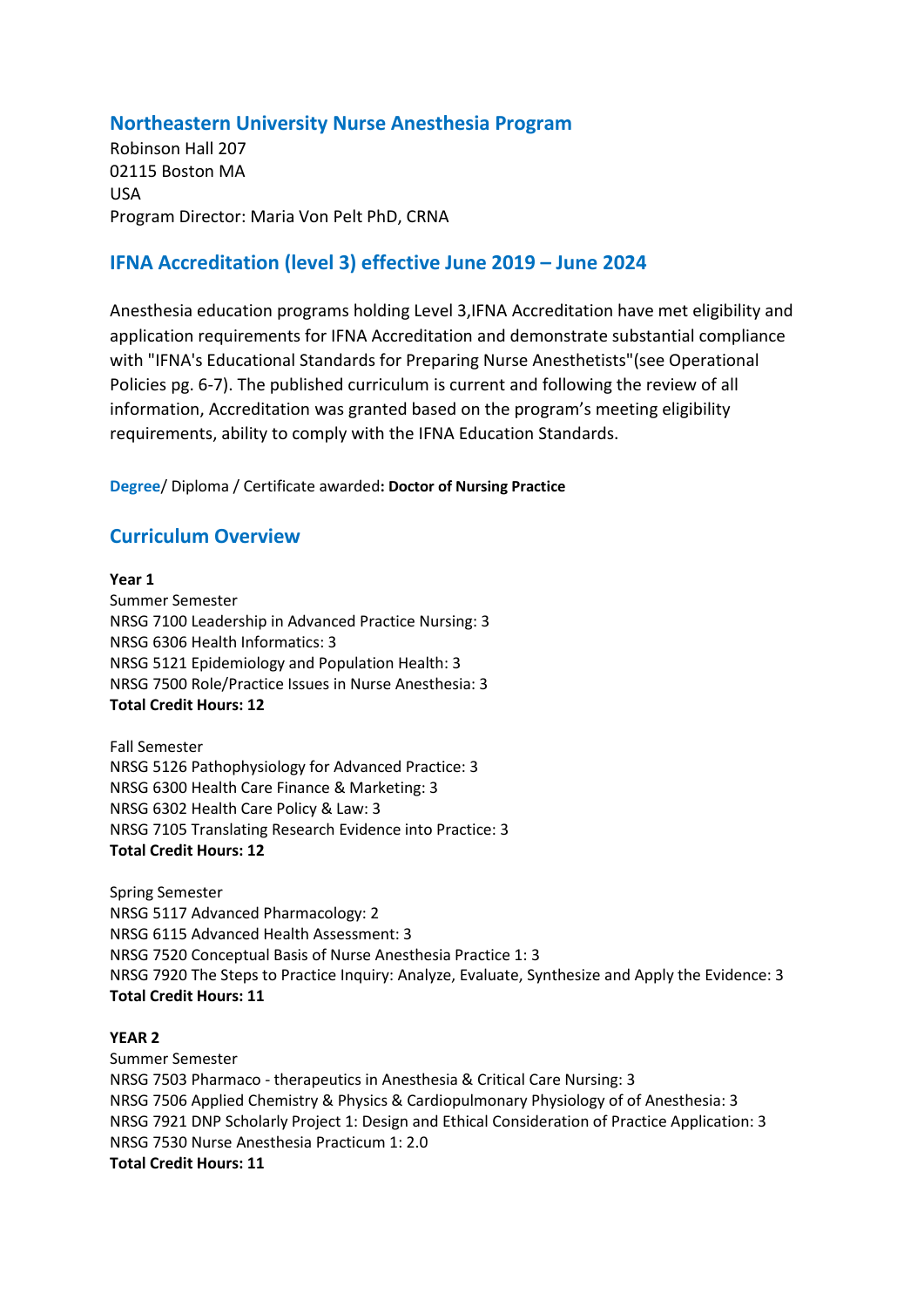## Northeastern University Nurse Anesthesia Program

Robinson Hall 207
02115 Boston MA
USA
Program Director: Maria Von Pelt PhD, CRNA

## IFNA Accreditation (level 3) effective June 2019 – June 2024

Anesthesia education programs holding Level 3,IFNA Accreditation have met eligibility and application requirements for IFNA Accreditation and demonstrate substantial compliance with "IFNA's Educational Standards for Preparing Nurse Anesthetists"(see Operational Policies pg. 6-7). The published curriculum is current and following the review of all information, Accreditation was granted based on the program's meeting eligibility requirements, ability to comply with the IFNA Education Standards.

Degree/ Diploma / Certificate awarded**: Doctor of Nursing Practice**

## Curriculum Overview

**Year 1**

Summer Semester
NRSG 7100 Leadership in Advanced Practice Nursing: 3
NRSG 6306 Health Informatics: 3
NRSG 5121 Epidemiology and Population Health: 3
NRSG 7500 Role/Practice Issues in Nurse Anesthesia: 3
**Total Credit Hours: 12**

Fall Semester
NRSG 5126 Pathophysiology for Advanced Practice: 3
NRSG 6300 Health Care Finance & Marketing: 3
NRSG 6302 Health Care Policy & Law: 3
NRSG 7105 Translating Research Evidence into Practice: 3
**Total Credit Hours: 12**

Spring Semester
NRSG 5117 Advanced Pharmacology: 2
NRSG 6115 Advanced Health Assessment: 3
NRSG 7520 Conceptual Basis of Nurse Anesthesia Practice 1: 3
NRSG 7920 The Steps to Practice Inquiry: Analyze, Evaluate, Synthesize and Apply the Evidence: 3
**Total Credit Hours: 11**

**YEAR 2**

Summer Semester
NRSG 7503 Pharmaco - therapeutics in Anesthesia & Critical Care Nursing: 3
NRSG 7506 Applied Chemistry & Physics & Cardiopulmonary Physiology of of Anesthesia: 3
NRSG 7921 DNP Scholarly Project 1: Design and Ethical Consideration of Practice Application: 3
NRSG 7530 Nurse Anesthesia Practicum 1: 2.0
**Total Credit Hours: 11**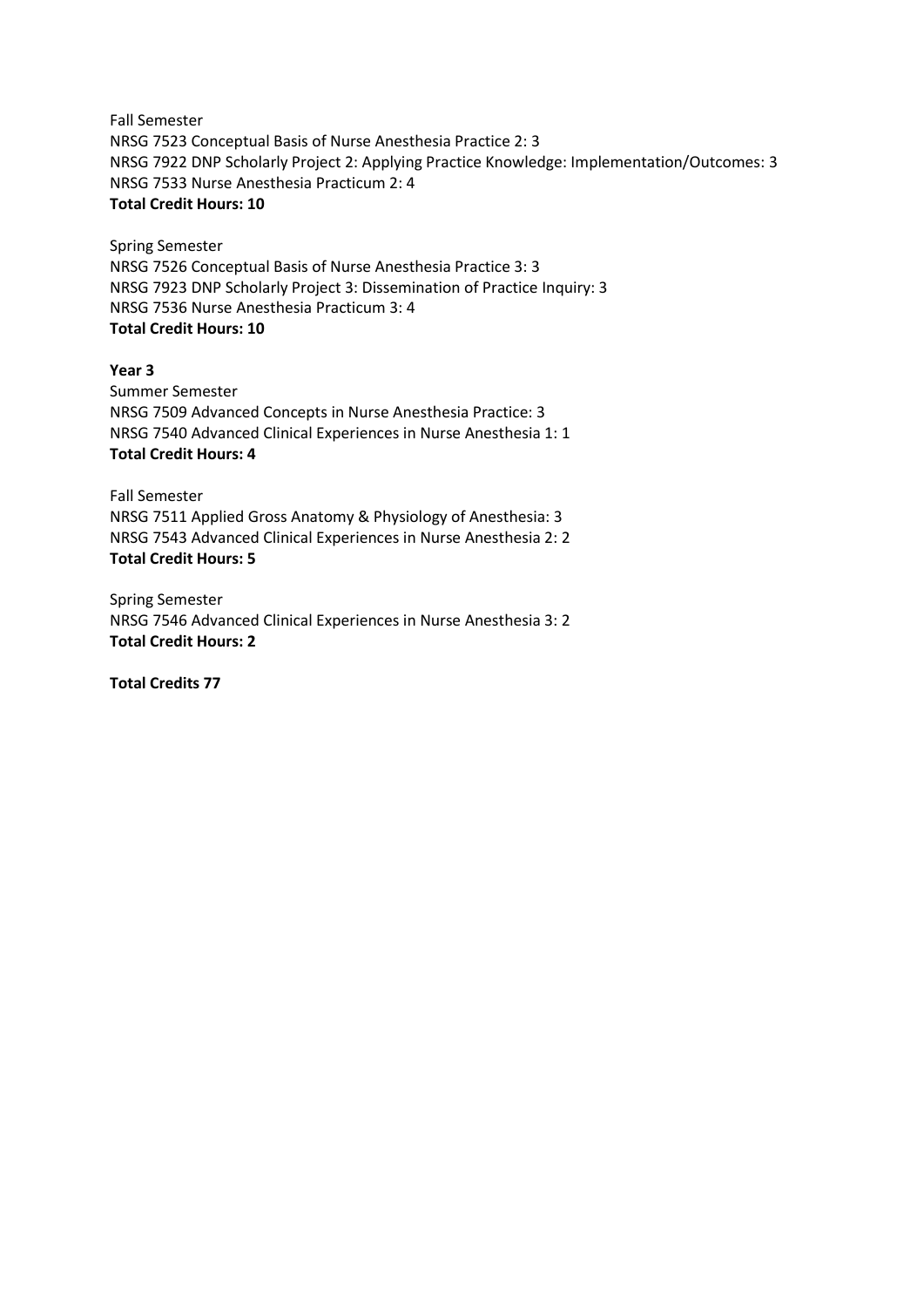Fall Semester
NRSG 7523 Conceptual Basis of Nurse Anesthesia Practice 2: 3
NRSG 7922 DNP Scholarly Project 2: Applying Practice Knowledge: Implementation/Outcomes: 3
NRSG 7533 Nurse Anesthesia Practicum 2: 4
**Total Credit Hours: 10**

Spring Semester
NRSG 7526 Conceptual Basis of Nurse Anesthesia Practice 3: 3
NRSG 7923 DNP Scholarly Project 3: Dissemination of Practice Inquiry: 3
NRSG 7536 Nurse Anesthesia Practicum 3: 4
**Total Credit Hours: 10**

**Year 3**
Summer Semester
NRSG 7509 Advanced Concepts in Nurse Anesthesia Practice: 3
NRSG 7540 Advanced Clinical Experiences in Nurse Anesthesia 1: 1
**Total Credit Hours: 4**

Fall Semester
NRSG 7511 Applied Gross Anatomy & Physiology of Anesthesia: 3
NRSG 7543 Advanced Clinical Experiences in Nurse Anesthesia 2: 2
**Total Credit Hours: 5**

Spring Semester
NRSG 7546 Advanced Clinical Experiences in Nurse Anesthesia 3: 2
**Total Credit Hours: 2**

**Total Credits 77**